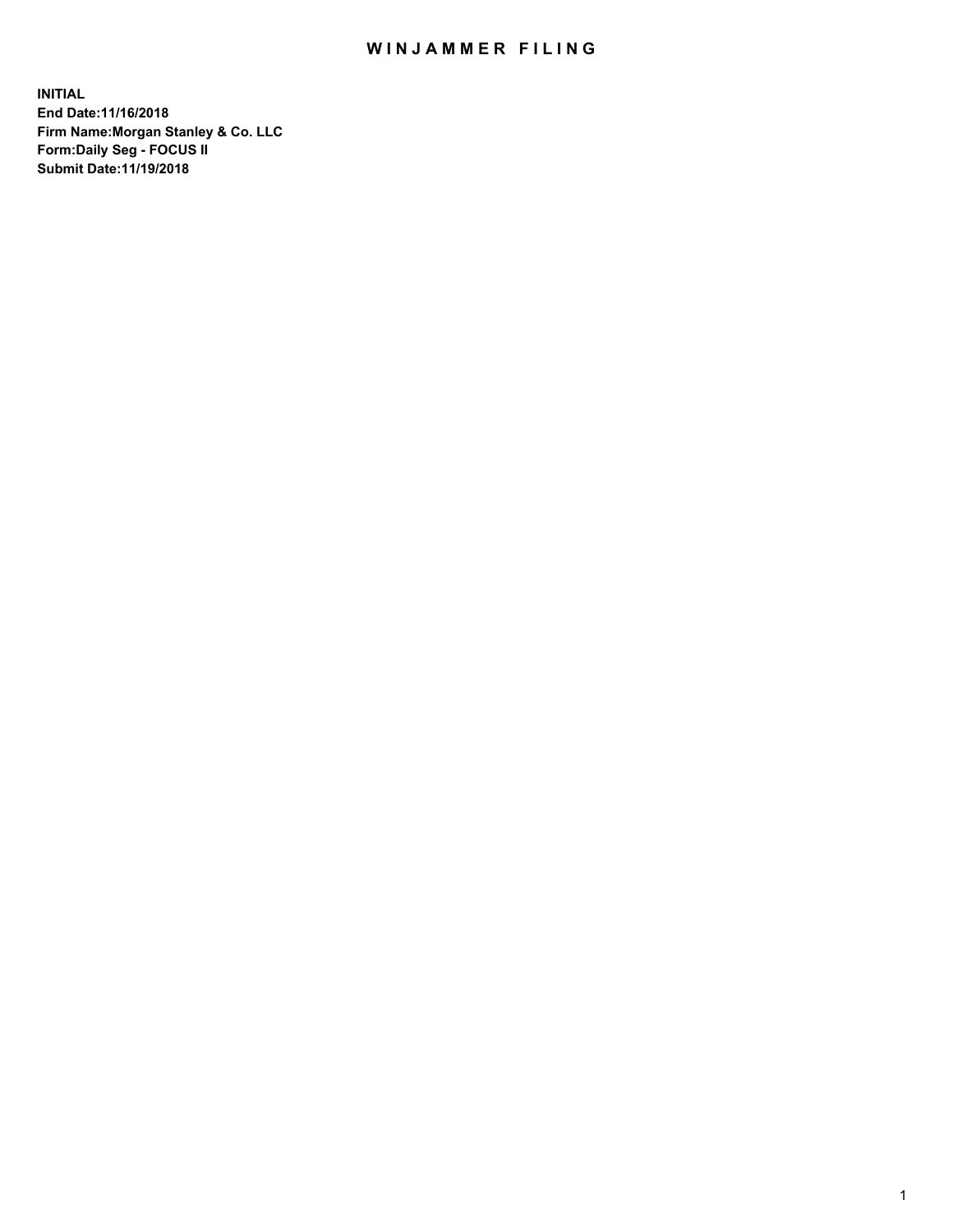# WINJAMMER FILING

**INITIAL**
**End Date:11/16/2018**
**Firm Name:Morgan Stanley & Co. LLC**
**Form:Daily Seg - FOCUS II**
**Submit Date:11/19/2018**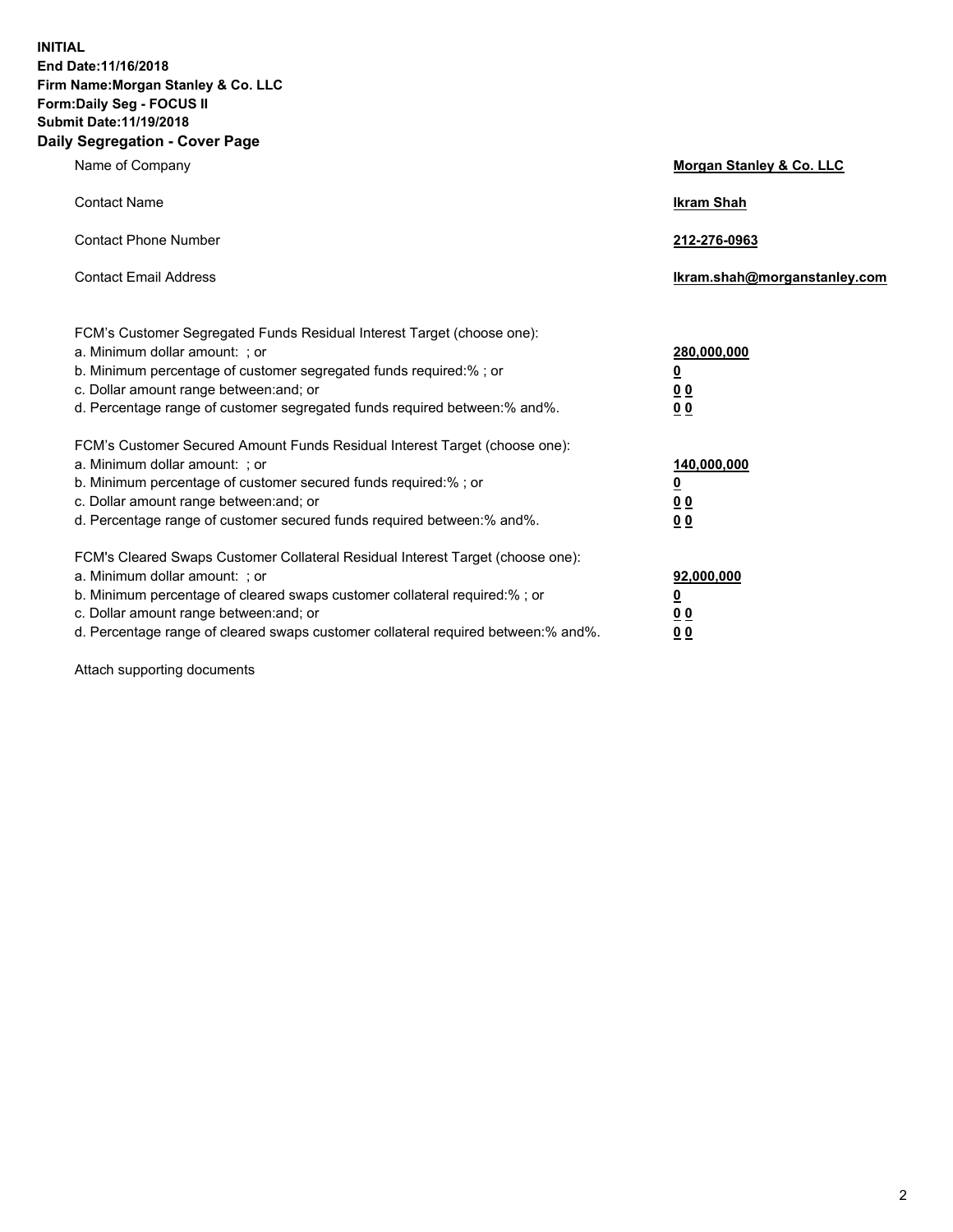**INITIAL**
**End Date:11/16/2018**
**Firm Name:Morgan Stanley & Co. LLC**
**Form:Daily Seg - FOCUS II**
**Submit Date:11/19/2018**
**Daily Segregation - Cover Page**

| | |
|---|---|
| Name of Company | **Morgan Stanley & Co. LLC** |
| Contact Name | **Ikram Shah** |
| Contact Phone Number | **212-276-0963** |
| Contact Email Address | **Ikram.shah@morganstanley.com** |

| | |
|---|---|
| FCM's Customer Segregated Funds Residual Interest Target (choose one): | |
| a. Minimum dollar amount: ; or | **280,000,000** |
| b. Minimum percentage of customer segregated funds required:% ; or | **0** |
| c. Dollar amount range between:and; or | **0 0** |
| d. Percentage range of customer segregated funds required between:% and%. | **0 0** |
| FCM's Customer Secured Amount Funds Residual Interest Target (choose one): | |
| a. Minimum dollar amount: ; or | **140,000,000** |
| b. Minimum percentage of customer secured funds required:% ; or | **0** |
| c. Dollar amount range between:and; or | **0 0** |
| d. Percentage range of customer secured funds required between:% and%. | **0 0** |
| FCM's Cleared Swaps Customer Collateral Residual Interest Target (choose one): | |
| a. Minimum dollar amount: ; or | **92,000,000** |
| b. Minimum percentage of cleared swaps customer collateral required:% ; or | **0** |
| c. Dollar amount range between:and; or | **0 0** |
| d. Percentage range of cleared swaps customer collateral required between:% and%. | **0 0** |

Attach supporting documents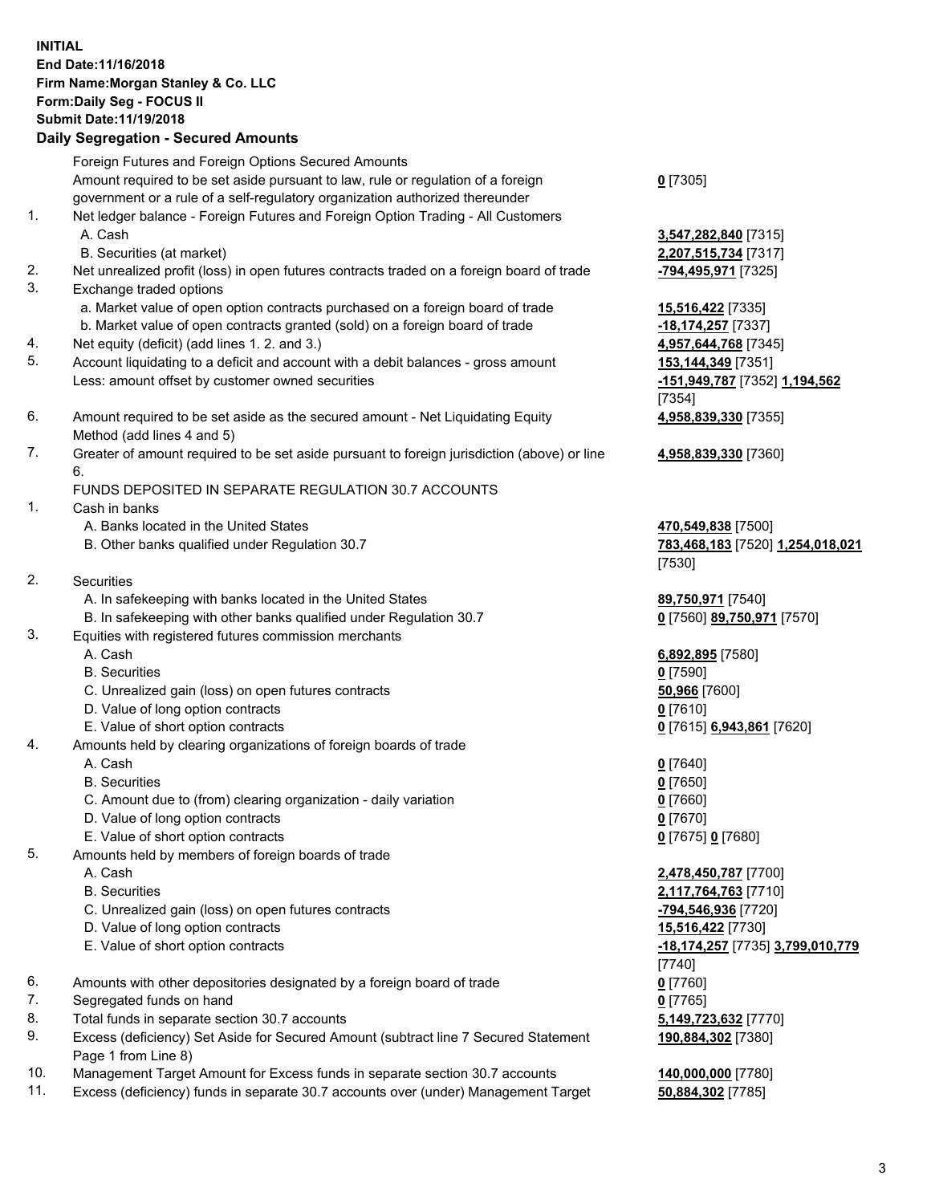**INITIAL**
**End Date:11/16/2018**
**Firm Name:Morgan Stanley & Co. LLC**
**Form:Daily Seg - FOCUS II**
**Submit Date:11/19/2018**

## Daily Segregation - Secured Amounts

| | | |
|---|---|---|
| | Foreign Futures and Foreign Options Secured Amounts | |
| | Amount required to be set aside pursuant to law, rule or regulation of a foreign government or a rule of a self-regulatory organization authorized thereunder | **0** [7305] |
| 1. | Net ledger balance - Foreign Futures and Foreign Option Trading - All Customers | |
| | A. Cash | **3,547,282,840** [7315] |
| | B. Securities (at market) | **2,207,515,734** [7317] |
| 2. | Net unrealized profit (loss) in open futures contracts traded on a foreign board of trade | **-794,495,971** [7325] |
| 3. | Exchange traded options | |
| | a. Market value of open option contracts purchased on a foreign board of trade | **15,516,422** [7335] |
| | b. Market value of open contracts granted (sold) on a foreign board of trade | **-18,174,257** [7337] |
| 4. | Net equity (deficit) (add lines 1. 2. and 3.) | **4,957,644,768** [7345] |
| 5. | Account liquidating to a deficit and account with a debit balances - gross amount | **153,144,349** [7351] |
| | Less: amount offset by customer owned securities | **-151,949,787** [7352] **1,194,562** [7354] |
| 6. | Amount required to be set aside as the secured amount - Net Liquidating Equity Method (add lines 4 and 5) | **4,958,839,330** [7355] |
| 7. | Greater of amount required to be set aside pursuant to foreign jurisdiction (above) or line 6. | **4,958,839,330** [7360] |
| | FUNDS DEPOSITED IN SEPARATE REGULATION 30.7 ACCOUNTS | |
| 1. | Cash in banks | |
| | A. Banks located in the United States | **470,549,838** [7500] |
| | B. Other banks qualified under Regulation 30.7 | **783,468,183** [7520] **1,254,018,021** [7530] |
| 2. | Securities | |
| | A. In safekeeping with banks located in the United States | **89,750,971** [7540] |
| | B. In safekeeping with other banks qualified under Regulation 30.7 | **0** [7560] **89,750,971** [7570] |
| 3. | Equities with registered futures commission merchants | |
| | A. Cash | **6,892,895** [7580] |
| | B. Securities | **0** [7590] |
| | C. Unrealized gain (loss) on open futures contracts | **50,966** [7600] |
| | D. Value of long option contracts | **0** [7610] |
| | E. Value of short option contracts | **0** [7615] **6,943,861** [7620] |
| 4. | Amounts held by clearing organizations of foreign boards of trade | |
| | A. Cash | **0** [7640] |
| | B. Securities | **0** [7650] |
| | C. Amount due to (from) clearing organization - daily variation | **0** [7660] |
| | D. Value of long option contracts | **0** [7670] |
| | E. Value of short option contracts | **0** [7675] **0** [7680] |
| 5. | Amounts held by members of foreign boards of trade | |
| | A. Cash | **2,478,450,787** [7700] |
| | B. Securities | **2,117,764,763** [7710] |
| | C. Unrealized gain (loss) on open futures contracts | **-794,546,936** [7720] |
| | D. Value of long option contracts | **15,516,422** [7730] |
| | E. Value of short option contracts | **-18,174,257** [7735] **3,799,010,779** [7740] |
| 6. | Amounts with other depositories designated by a foreign board of trade | **0** [7760] |
| 7. | Segregated funds on hand | **0** [7765] |
| 8. | Total funds in separate section 30.7 accounts | **5,149,723,632** [7770] |
| 9. | Excess (deficiency) Set Aside for Secured Amount (subtract line 7 Secured Statement Page 1 from Line 8) | **190,884,302** [7380] |
| 10. | Management Target Amount for Excess funds in separate section 30.7 accounts | **140,000,000** [7780] |
| 11. | Excess (deficiency) funds in separate 30.7 accounts over (under) Management Target | **50,884,302** [7785] |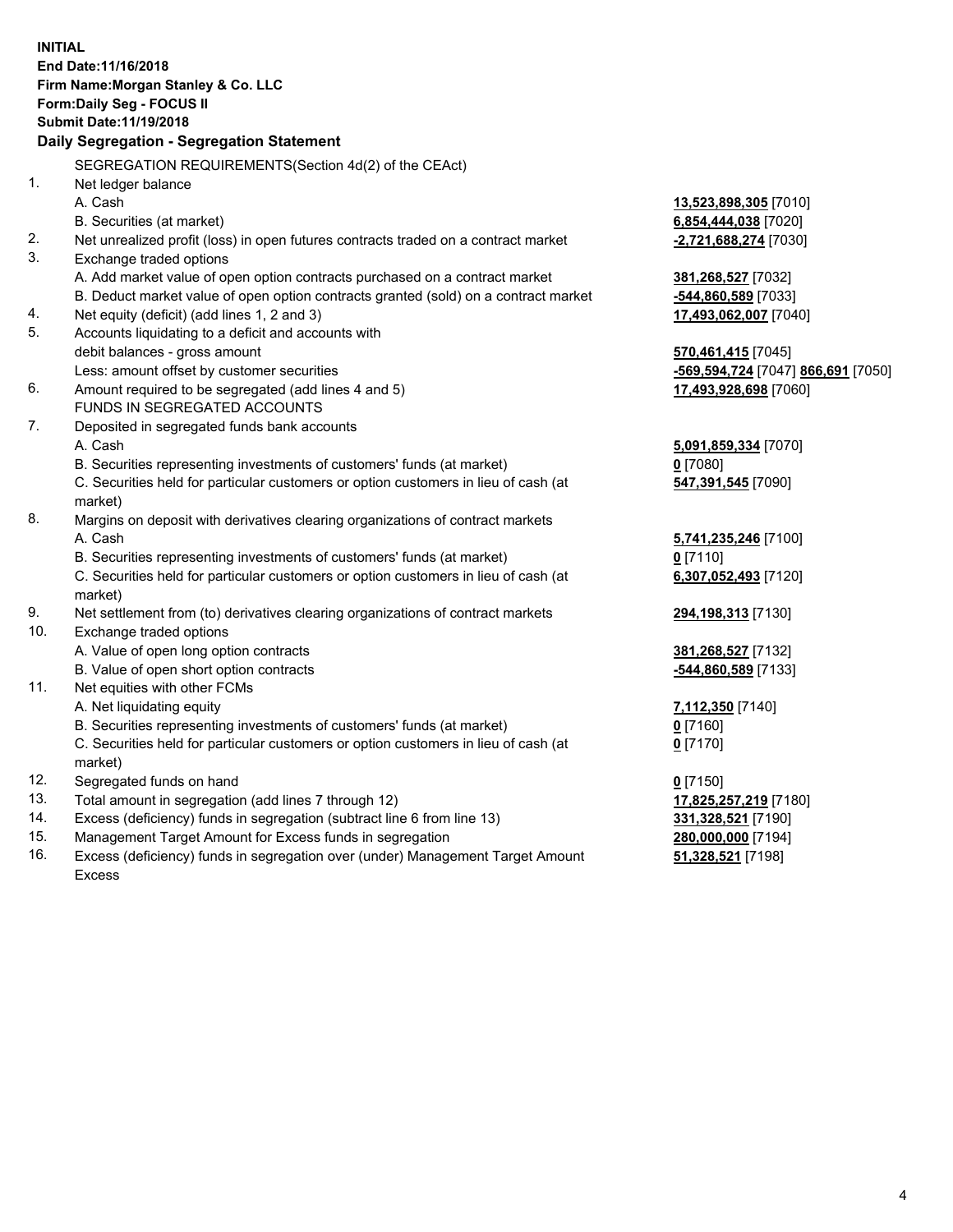**INITIAL**
**End Date:11/16/2018**
**Firm Name:Morgan Stanley & Co. LLC**
**Form:Daily Seg - FOCUS II**
**Submit Date:11/19/2018**

## Daily Segregation - Segregation Statement

SEGREGATION REQUIREMENTS(Section 4d(2) of the CEAct)

| | | |
|---|---|---|
| 1. | Net ledger balance | |
| | A. Cash | **13,523,898,305** [7010] |
| | B. Securities (at market) | **6,854,444,038** [7020] |
| 2. | Net unrealized profit (loss) in open futures contracts traded on a contract market | **-2,721,688,274** [7030] |
| 3. | Exchange traded options | |
| | A. Add market value of open option contracts purchased on a contract market | **381,268,527** [7032] |
| | B. Deduct market value of open option contracts granted (sold) on a contract market | **-544,860,589** [7033] |
| 4. | Net equity (deficit) (add lines 1, 2 and 3) | **17,493,062,007** [7040] |
| 5. | Accounts liquidating to a deficit and accounts with debit balances - gross amount | **570,461,415** [7045] |
| | Less: amount offset by customer securities | **-569,594,724** [7047] **866,691** [7050] |
| 6. | Amount required to be segregated (add lines 4 and 5) | **17,493,928,698** [7060] |
| | FUNDS IN SEGREGATED ACCOUNTS | |
| 7. | Deposited in segregated funds bank accounts | |
| | A. Cash | **5,091,859,334** [7070] |
| | B. Securities representing investments of customers' funds (at market) | **0** [7080] |
| | C. Securities held for particular customers or option customers in lieu of cash (at market) | **547,391,545** [7090] |
| 8. | Margins on deposit with derivatives clearing organizations of contract markets | |
| | A. Cash | **5,741,235,246** [7100] |
| | B. Securities representing investments of customers' funds (at market) | **0** [7110] |
| | C. Securities held for particular customers or option customers in lieu of cash (at market) | **6,307,052,493** [7120] |
| 9. | Net settlement from (to) derivatives clearing organizations of contract markets | **294,198,313** [7130] |
| 10. | Exchange traded options | |
| | A. Value of open long option contracts | **381,268,527** [7132] |
| | B. Value of open short option contracts | **-544,860,589** [7133] |
| 11. | Net equities with other FCMs | |
| | A. Net liquidating equity | **7,112,350** [7140] |
| | B. Securities representing investments of customers' funds (at market) | **0** [7160] |
| | C. Securities held for particular customers or option customers in lieu of cash (at market) | **0** [7170] |
| 12. | Segregated funds on hand | **0** [7150] |
| 13. | Total amount in segregation (add lines 7 through 12) | **17,825,257,219** [7180] |
| 14. | Excess (deficiency) funds in segregation (subtract line 6 from line 13) | **331,328,521** [7190] |
| 15. | Management Target Amount for Excess funds in segregation | **280,000,000** [7194] |
| 16. | Excess (deficiency) funds in segregation over (under) Management Target Amount Excess | **51,328,521** [7198] |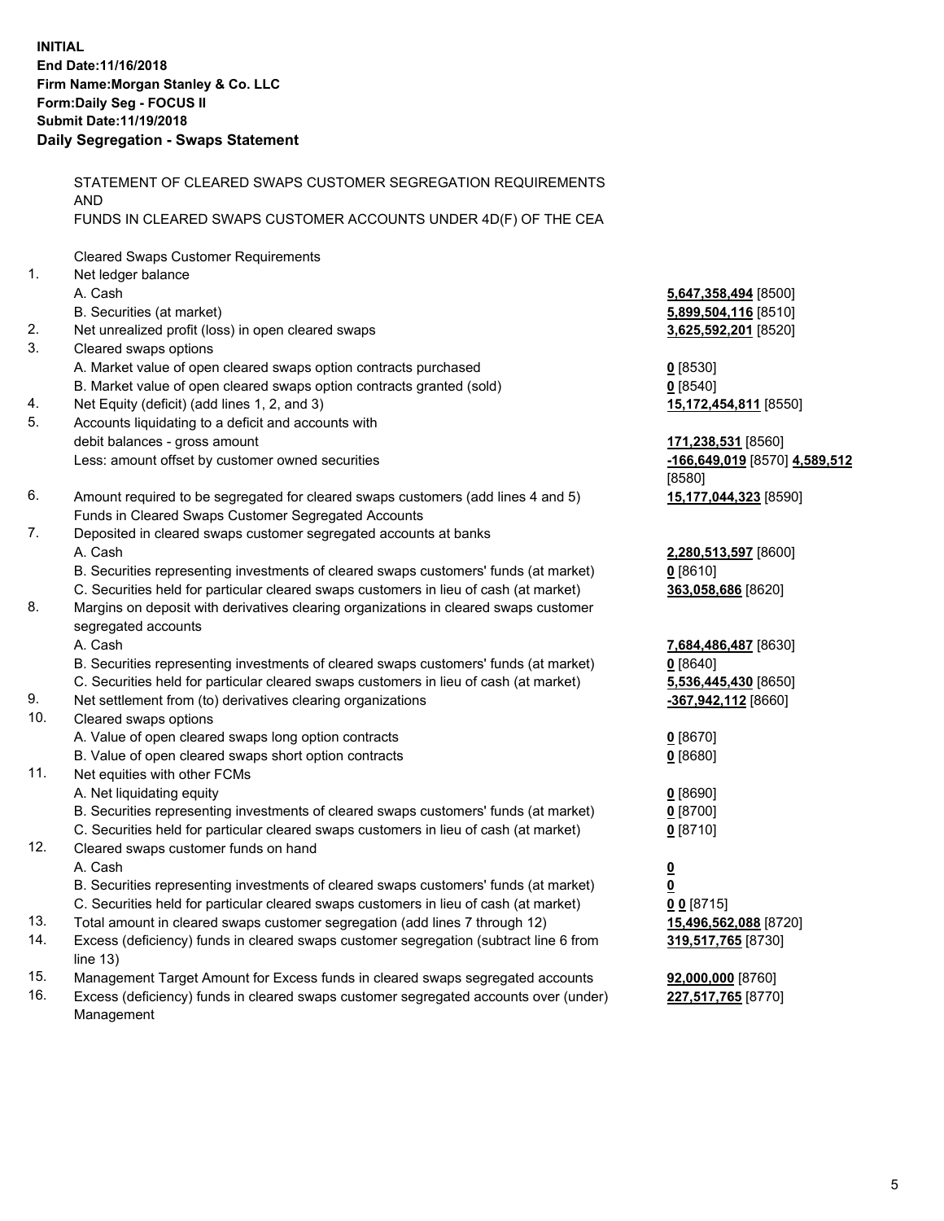**INITIAL**
**End Date:11/16/2018**
**Firm Name:Morgan Stanley & Co. LLC**
**Form:Daily Seg - FOCUS II**
**Submit Date:11/19/2018**
**Daily Segregation - Swaps Statement**

STATEMENT OF CLEARED SWAPS CUSTOMER SEGREGATION REQUIREMENTS AND FUNDS IN CLEARED SWAPS CUSTOMER ACCOUNTS UNDER 4D(F) OF THE CEA

| | | |
|---|---|---|
| | Cleared Swaps Customer Requirements | |
| 1. | Net ledger balance | |
| | A. Cash | **5,647,358,494** [8500] |
| | B. Securities (at market) | **5,899,504,116** [8510] |
| 2. | Net unrealized profit (loss) in open cleared swaps | **3,625,592,201** [8520] |
| 3. | Cleared swaps options | |
| | A. Market value of open cleared swaps option contracts purchased | **0** [8530] |
| | B. Market value of open cleared swaps option contracts granted (sold) | **0** [8540] |
| 4. | Net Equity (deficit) (add lines 1, 2, and 3) | **15,172,454,811** [8550] |
| 5. | Accounts liquidating to a deficit and accounts with debit balances - gross amount | **171,238,531** [8560] |
| | Less: amount offset by customer owned securities | **-166,649,019** [8570] **4,589,512** [8580] |
| 6. | Amount required to be segregated for cleared swaps customers (add lines 4 and 5) | **15,177,044,323** [8590] |
| | Funds in Cleared Swaps Customer Segregated Accounts | |
| 7. | Deposited in cleared swaps customer segregated accounts at banks | |
| | A. Cash | **2,280,513,597** [8600] |
| | B. Securities representing investments of cleared swaps customers' funds (at market) | **0** [8610] |
| | C. Securities held for particular cleared swaps customers in lieu of cash (at market) | **363,058,686** [8620] |
| 8. | Margins on deposit with derivatives clearing organizations in cleared swaps customer segregated accounts | |
| | A. Cash | **7,684,486,487** [8630] |
| | B. Securities representing investments of cleared swaps customers' funds (at market) | **0** [8640] |
| | C. Securities held for particular cleared swaps customers in lieu of cash (at market) | **5,536,445,430** [8650] |
| 9. | Net settlement from (to) derivatives clearing organizations | **-367,942,112** [8660] |
| 10. | Cleared swaps options | |
| | A. Value of open cleared swaps long option contracts | **0** [8670] |
| | B. Value of open cleared swaps short option contracts | **0** [8680] |
| 11. | Net equities with other FCMs | |
| | A. Net liquidating equity | **0** [8690] |
| | B. Securities representing investments of cleared swaps customers' funds (at market) | **0** [8700] |
| | C. Securities held for particular cleared swaps customers in lieu of cash (at market) | **0** [8710] |
| 12. | Cleared swaps customer funds on hand | |
| | A. Cash | **0** |
| | B. Securities representing investments of cleared swaps customers' funds (at market) | **0** |
| | C. Securities held for particular cleared swaps customers in lieu of cash (at market) | **0** **0** [8715] |
| 13. | Total amount in cleared swaps customer segregation (add lines 7 through 12) | **15,496,562,088** [8720] |
| 14. | Excess (deficiency) funds in cleared swaps customer segregation (subtract line 6 from line 13) | **319,517,765** [8730] |
| 15. | Management Target Amount for Excess funds in cleared swaps segregated accounts | **92,000,000** [8760] |
| 16. | Excess (deficiency) funds in cleared swaps customer segregated accounts over (under) Management | **227,517,765** [8770] |